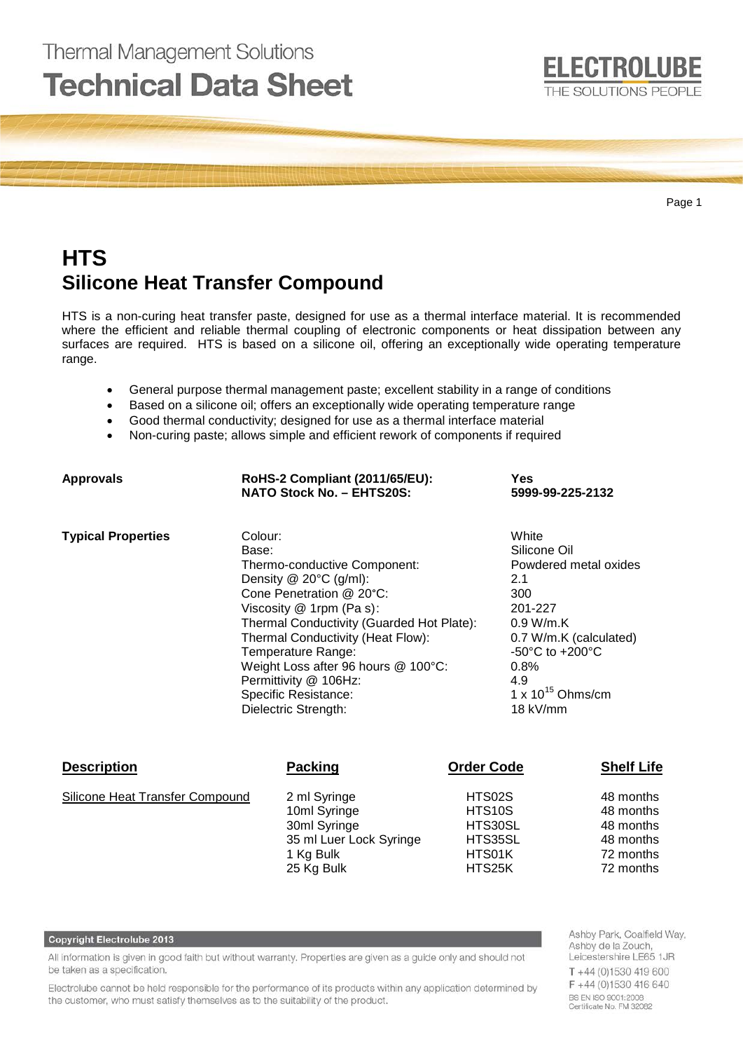Thermal Management Solutions

# Technical Data Sheet

ELECTROLUBE
THE SOLUTIONS PEOPLE

# HTS
## Silicone Heat Transfer Compound

HTS is a non-curing heat transfer paste, designed for use as a thermal interface material. It is recommended where the efficient and reliable thermal coupling of electronic components or heat dissipation between any surfaces are required. HTS is based on a silicone oil, offering an exceptionally wide operating temperature range.

- General purpose thermal management paste; excellent stability in a range of conditions
- Based on a silicone oil; offers an exceptionally wide operating temperature range
- Good thermal conductivity; designed for use as a thermal interface material
- Non-curing paste; allows simple and efficient rework of components if required

| | | |
|---|---|---|
| **Approvals** | **RoHS-2 Compliant (2011/65/EU):** | **Yes** |
| | **NATO Stock No. – EHTS20S:** | **5999-99-225-2132** |
| **Typical Properties** | Colour: | White |
| | Base: | Silicone Oil |
| | Thermo-conductive Component: | Powdered metal oxides |
| | Density @ 20°C (g/ml): | 2.1 |
| | Cone Penetration @ 20°C: | 300 |
| | Viscosity @ 1rpm (Pa s): | 201-227 |
| | Thermal Conductivity (Guarded Hot Plate): | 0.9 W/m.K |
| | Thermal Conductivity (Heat Flow): | 0.7 W/m.K (calculated) |
| | Temperature Range: | -50°C to +200°C |
| | Weight Loss after 96 hours @ 100°C: | 0.8% |
| | Permittivity @ 106Hz: | 4.9 |
| | Specific Resistance: | $1 \times 10^{15}$ Ohms/cm |
| | Dielectric Strength: | 18 kV/mm |

| Description | Packing | Order Code | Shelf Life |
|---|---|---|---|
| Silicone Heat Transfer Compound | 2 ml Syringe | HTS02S | 48 months |
| | 10ml Syringe | HTS10S | 48 months |
| | 30ml Syringe | HTS30SL | 48 months |
| | 35 ml Luer Lock Syringe | HTS35SL | 48 months |
| | 1 Kg Bulk | HTS01K | 72 months |
| | 25 Kg Bulk | HTS25K | 72 months |

**Copyright Electrolube 2013**

All information is given in good faith but without warranty. Properties are given as a guide only and should not be taken as a specification.

Electrolube cannot be held responsible for the performance of its products within any application determined by the customer, who must satisfy themselves as to the suitability of the product.

Ashby Park, Coalfield Way,
Ashby de la Zouch,
Leicestershire LE65 1JR
T +44 (0)1530 419 600
F +44 (0)1530 416 640
BS EN ISO 9001:2008
Certificate No. FM 32082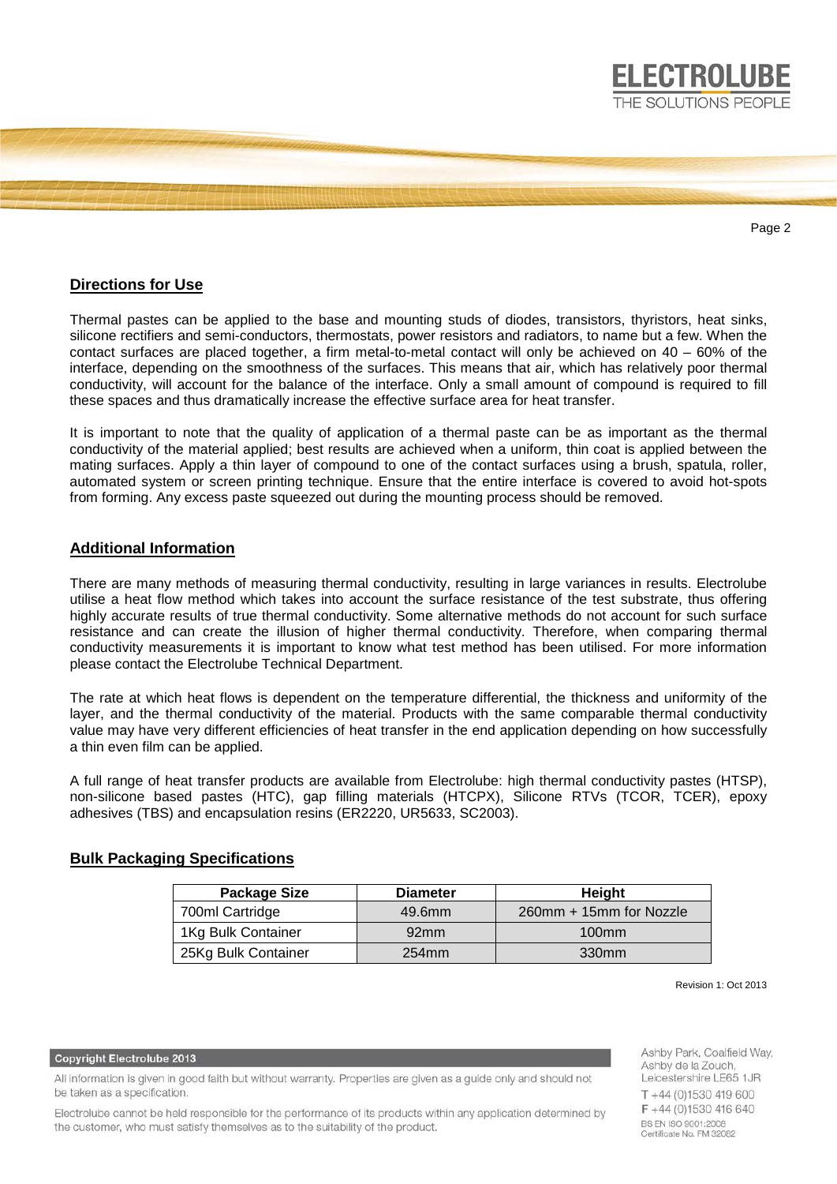## Directions for Use

Thermal pastes can be applied to the base and mounting studs of diodes, transistors, thyristors, heat sinks, silicone rectifiers and semi-conductors, thermostats, power resistors and radiators, to name but a few. When the contact surfaces are placed together, a firm metal-to-metal contact will only be achieved on 40 – 60% of the interface, depending on the smoothness of the surfaces. This means that air, which has relatively poor thermal conductivity, will account for the balance of the interface. Only a small amount of compound is required to fill these spaces and thus dramatically increase the effective surface area for heat transfer.

It is important to note that the quality of application of a thermal paste can be as important as the thermal conductivity of the material applied; best results are achieved when a uniform, thin coat is applied between the mating surfaces. Apply a thin layer of compound to one of the contact surfaces using a brush, spatula, roller, automated system or screen printing technique. Ensure that the entire interface is covered to avoid hot-spots from forming. Any excess paste squeezed out during the mounting process should be removed.

## Additional Information

There are many methods of measuring thermal conductivity, resulting in large variances in results. Electrolube utilise a heat flow method which takes into account the surface resistance of the test substrate, thus offering highly accurate results of true thermal conductivity. Some alternative methods do not account for such surface resistance and can create the illusion of higher thermal conductivity. Therefore, when comparing thermal conductivity measurements it is important to know what test method has been utilised. For more information please contact the Electrolube Technical Department.

The rate at which heat flows is dependent on the temperature differential, the thickness and uniformity of the layer, and the thermal conductivity of the material. Products with the same comparable thermal conductivity value may have very different efficiencies of heat transfer in the end application depending on how successfully a thin even film can be applied.

A full range of heat transfer products are available from Electrolube: high thermal conductivity pastes (HTSP), non-silicone based pastes (HTC), gap filling materials (HTCPX), Silicone RTVs (TCOR, TCER), epoxy adhesives (TBS) and encapsulation resins (ER2220, UR5633, SC2003).

## Bulk Packaging Specifications

| Package Size | Diameter | Height |
|---|---|---|
| 700ml Cartridge | 49.6mm | 260mm + 15mm for Nozzle |
| 1Kg Bulk Container | 92mm | 100mm |
| 25Kg Bulk Container | 254mm | 330mm |

Revision 1: Oct 2013

**Copyright Electrolube 2013**

All information is given in good faith but without warranty. Properties are given as a guide only and should not be taken as a specification.

Electrolube cannot be held responsible for the performance of its products within any application determined by the customer, who must satisfy themselves as to the suitability of the product.

Ashby Park, Coalfield Way,
Ashby de la Zouch,
Leicestershire LE65 1JR
T +44 (0)1530 419 600
F +44 (0)1530 416 640
BS EN ISO 9001:2008
Certificate No. FM 32082